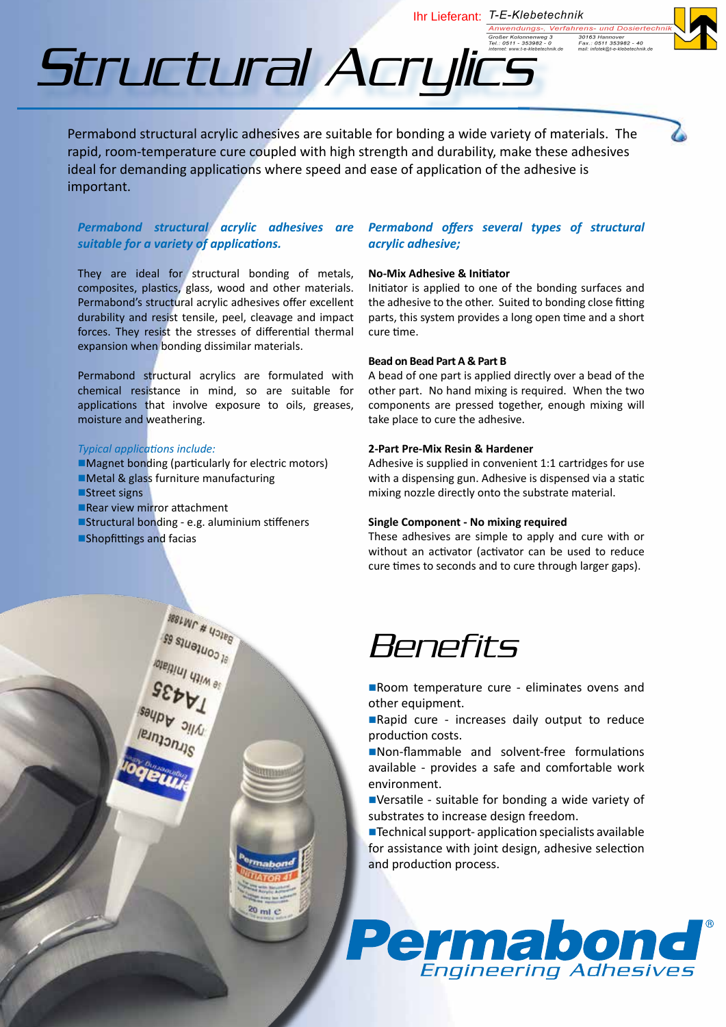Ihr Lieferant: T-E-Klebetechnik
Anwendungs-, Verfahrens- und Dosiertechnik
Großer Kolonnenweg 3, 30163 Hannover
Tel.: 0511 - 353982 - 0, Fax.: 0511 353982 - 40
internet: www.t-e-klebetechnik.de, mail: infotek@t-e-klebetechnik.de

# Structural Acrylics

Permabond structural acrylic adhesives are suitable for bonding a wide variety of materials. The rapid, room-temperature cure coupled with high strength and durability, make these adhesives ideal for demanding applications where speed and ease of application of the adhesive is important.

### *Permabond structural acrylic adhesives are suitable for a variety of applications.*

They are ideal for structural bonding of metals, composites, plastics, glass, wood and other materials. Permabond's structural acrylic adhesives offer excellent durability and resist tensile, peel, cleavage and impact forces. They resist the stresses of differential thermal expansion when bonding dissimilar materials.

Permabond structural acrylics are formulated with chemical resistance in mind, so are suitable for applications that involve exposure to oils, greases, moisture and weathering.

*Typical applications include:*

- Magnet bonding (particularly for electric motors)
- Metal & glass furniture manufacturing
- Street signs
- Rear view mirror attachment
- Structural bonding - e.g. aluminium stiffeners
- Shopfittings and facias

### *Permabond offers several types of structural acrylic adhesive;*

**No-Mix Adhesive & Initiator**
Initiator is applied to one of the bonding surfaces and the adhesive to the other. Suited to bonding close fitting parts, this system provides a long open time and a short cure time.

**Bead on Bead Part A & Part B**
A bead of one part is applied directly over a bead of the other part. No hand mixing is required. When the two components are pressed together, enough mixing will take place to cure the adhesive.

**2-Part Pre-Mix Resin & Hardener**
Adhesive is supplied in convenient 1:1 cartridges for use with a dispensing gun. Adhesive is dispensed via a static mixing nozzle directly onto the substrate material.

**Single Component - No mixing required**
These adhesives are simple to apply and cure with or without an activator (activator can be used to reduce cure times to seconds and to cure through larger gaps).

## Benefits

- Room temperature cure - eliminates ovens and other equipment.
- Rapid cure - increases daily output to reduce production costs.
- Non-flammable and solvent-free formulations available - provides a safe and comfortable work environment.
- Versatile - suitable for bonding a wide variety of substrates to increase design freedom.
- Technical support- application specialists available for assistance with joint design, adhesive selection and production process.

**Permabond®** Engineering Adhesives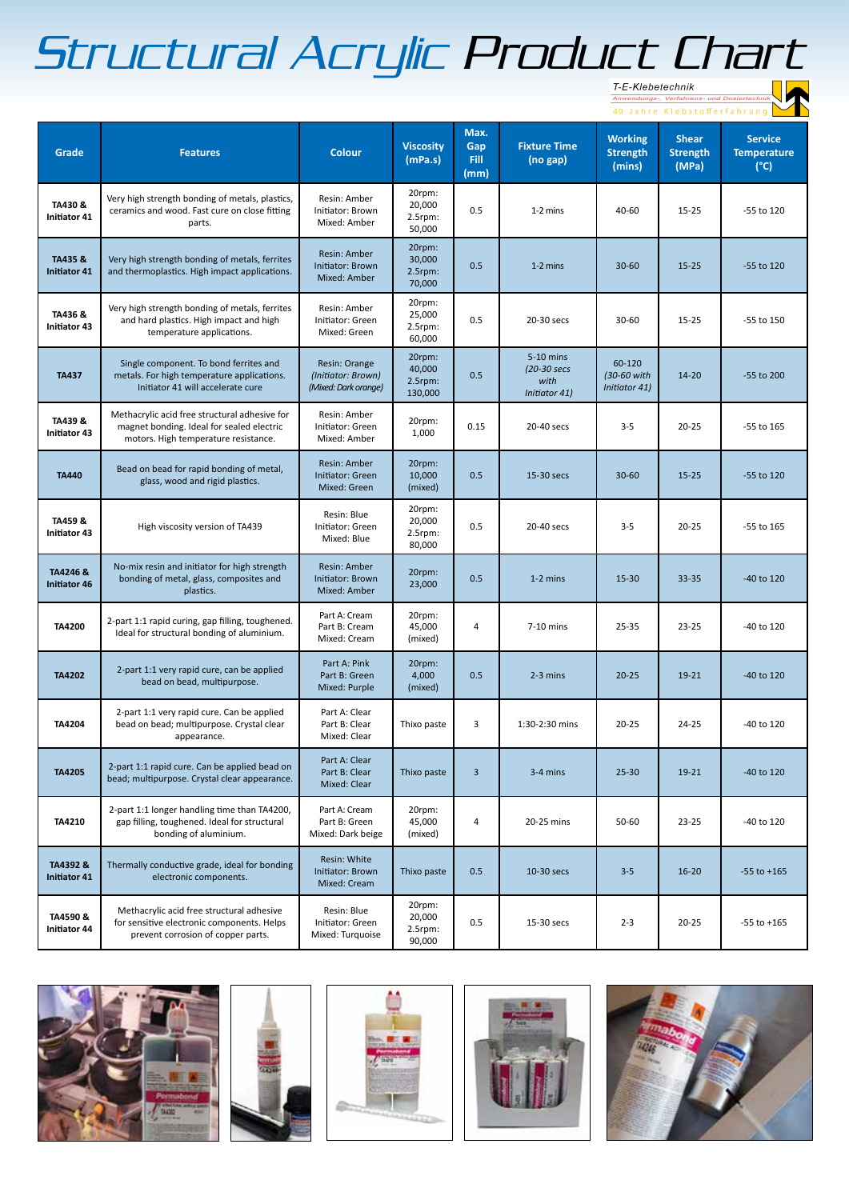# Structural Acrylic Product Chart

T-E-Klebetechnik
Anwendungs-, Verfahrens- und Dosiertechnik
40 Jahre Klebstofferfahrung

| Grade | Features | Colour | Viscosity (mPa.s) | Max. Gap Fill (mm) | Fixture Time (no gap) | Working Strength (mins) | Shear Strength (MPa) | Service Temperature (°C) |
|---|---|---|---|---|---|---|---|---|
| **TA430 & Initiator 41** | Very high strength bonding of metals, plastics, ceramics and wood. Fast cure on close fitting parts. | Resin: Amber Initiator: Brown Mixed: Amber | 20rpm: 20,000 2.5rpm: 50,000 | 0.5 | 1-2 mins | 40-60 | 15-25 | -55 to 120 |
| **TA435 & Initiator 41** | Very high strength bonding of metals, ferrites and thermoplastics. High impact applications. | Resin: Amber Initiator: Brown Mixed: Amber | 20rpm: 30,000 2.5rpm: 70,000 | 0.5 | 1-2 mins | 30-60 | 15-25 | -55 to 120 |
| **TA436 & Initiator 43** | Very high strength bonding of metals, ferrites and hard plastics. High impact and high temperature applications. | Resin: Amber Initiator: Green Mixed: Green | 20rpm: 25,000 2.5rpm: 60,000 | 0.5 | 20-30 secs | 30-60 | 15-25 | -55 to 150 |
| **TA437** | Single component. To bond ferrites and metals. For high temperature applications. Initiator 41 will accelerate cure | Resin: Orange *(Initiator: Brown)* *(Mixed: Dark orange)* | 20rpm: 40,000 2.5rpm: 130,000 | 0.5 | 5-10 mins *(20-30 secs with Initiator 41)* | 60-120 *(30-60 with Initiator 41)* | 14-20 | -55 to 200 |
| **TA439 & Initiator 43** | Methacrylic acid free structural adhesive for magnet bonding. Ideal for sealed electric motors. High temperature resistance. | Resin: Amber Initiator: Green Mixed: Amber | 20rpm: 1,000 | 0.15 | 20-40 secs | 3-5 | 20-25 | -55 to 165 |
| **TA440** | Bead on bead for rapid bonding of metal, glass, wood and rigid plastics. | Resin: Amber Initiator: Green Mixed: Green | 20rpm: 10,000 (mixed) | 0.5 | 15-30 secs | 30-60 | 15-25 | -55 to 120 |
| **TA459 & Initiator 43** | High viscosity version of TA439 | Resin: Blue Initiator: Green Mixed: Blue | 20rpm: 20,000 2.5rpm: 80,000 | 0.5 | 20-40 secs | 3-5 | 20-25 | -55 to 165 |
| **TA4246 & Initiator 46** | No-mix resin and initiator for high strength bonding of metal, glass, composites and plastics. | Resin: Amber Initiator: Brown Mixed: Amber | 20rpm: 23,000 | 0.5 | 1-2 mins | 15-30 | 33-35 | -40 to 120 |
| **TA4200** | 2-part 1:1 rapid curing, gap filling, toughened. Ideal for structural bonding of aluminium. | Part A: Cream Part B: Cream Mixed: Cream | 20rpm: 45,000 (mixed) | 4 | 7-10 mins | 25-35 | 23-25 | -40 to 120 |
| **TA4202** | 2-part 1:1 very rapid cure, can be applied bead on bead, multipurpose. | Part A: Pink Part B: Green Mixed: Purple | 20rpm: 4,000 (mixed) | 0.5 | 2-3 mins | 20-25 | 19-21 | -40 to 120 |
| **TA4204** | 2-part 1:1 very rapid cure. Can be applied bead on bead; multipurpose. Crystal clear appearance. | Part A: Clear Part B: Clear Mixed: Clear | Thixo paste | 3 | 1:30-2:30 mins | 20-25 | 24-25 | -40 to 120 |
| **TA4205** | 2-part 1:1 rapid cure. Can be applied bead on bead; multipurpose. Crystal clear appearance. | Part A: Clear Part B: Clear Mixed: Clear | Thixo paste | 3 | 3-4 mins | 25-30 | 19-21 | -40 to 120 |
| **TA4210** | 2-part 1:1 longer handling time than TA4200, gap filling, toughened. Ideal for structural bonding of aluminium. | Part A: Cream Part B: Green Mixed: Dark beige | 20rpm: 45,000 (mixed) | 4 | 20-25 mins | 50-60 | 23-25 | -40 to 120 |
| **TA4392 & Initiator 41** | Thermally conductive grade, ideal for bonding electronic components. | Resin: White Initiator: Brown Mixed: Cream | Thixo paste | 0.5 | 10-30 secs | 3-5 | 16-20 | -55 to +165 |
| **TA4590 & Initiator 44** | Methacrylic acid free structural adhesive for sensitive electronic components. Helps prevent corrosion of copper parts. | Resin: Blue Initiator: Green Mixed: Turquoise | 20rpm: 20,000 2.5rpm: 90,000 | 0.5 | 15-30 secs | 2-3 | 20-25 | -55 to +165 |